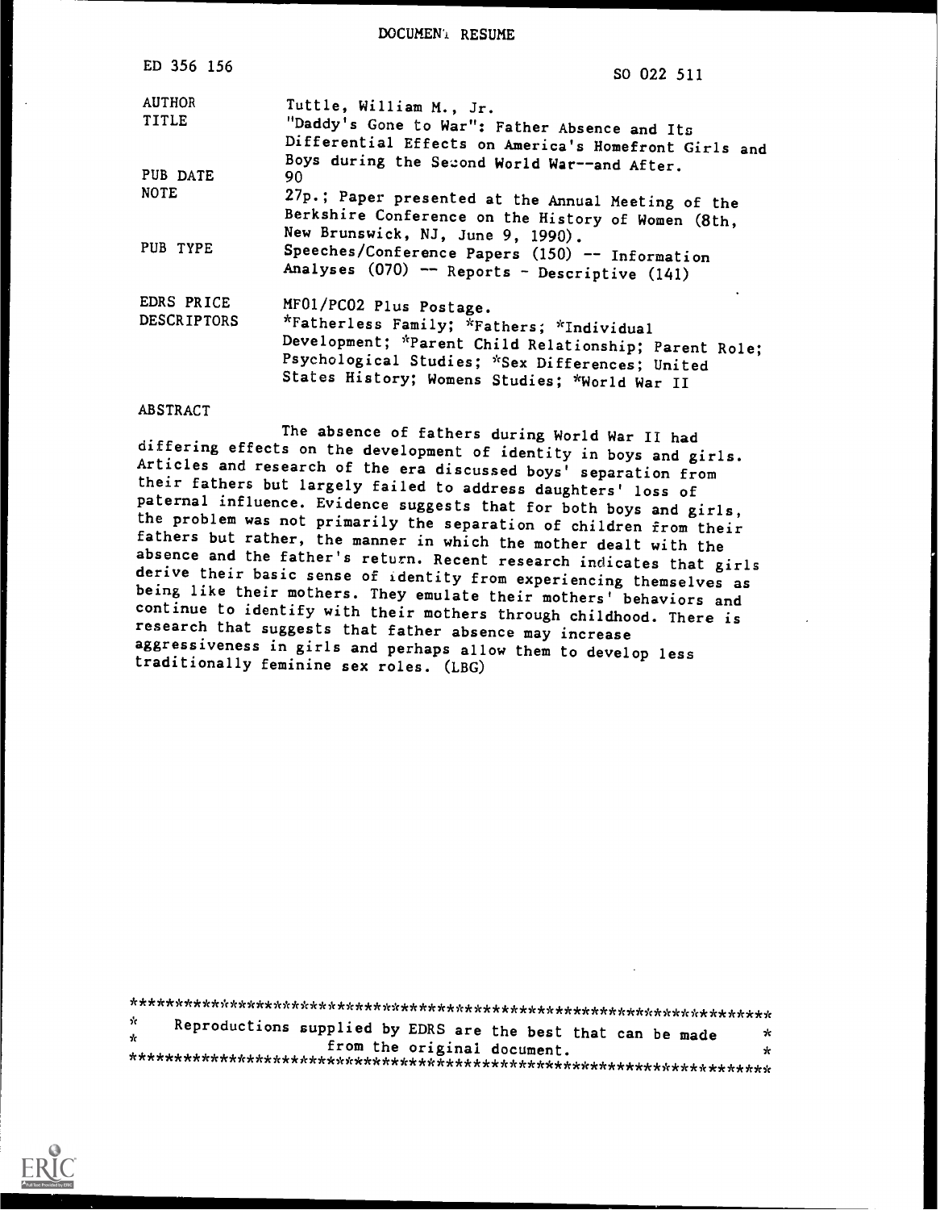DOCUMENT RESUME

| | |
|---|---|
| ED 356 156 | SO 022 511 |
| AUTHOR | Tuttle, William M., Jr. |
| TITLE | "Daddy's Gone to War": Father Absence and Its Differential Effects on America's Homefront Girls and Boys during the Second World War--and After. |
| PUB DATE | 90 |
| NOTE | 27p.; Paper presented at the Annual Meeting of the Berkshire Conference on the History of Women (8th, New Brunswick, NJ, June 9, 1990). |
| PUB TYPE | Speeches/Conference Papers (150) -- Information Analyses (070) -- Reports - Descriptive (141) |
| EDRS PRICE | MF01/PC02 Plus Postage. |
| DESCRIPTORS | *Fatherless Family; *Fathers; *Individual Development; *Parent Child Relationship; Parent Role; Psychological Studies; *Sex Differences; United States History; Womens Studies; *World War II |

ABSTRACT

The absence of fathers during World War II had differing effects on the development of identity in boys and girls. Articles and research of the era discussed boys' separation from their fathers but largely failed to address daughters' loss of paternal influence. Evidence suggests that for both boys and girls, the problem was not primarily the separation of children from their fathers but rather, the manner in which the mother dealt with the absence and the father's return. Recent research indicates that girls derive their basic sense of identity from experiencing themselves as being like their mothers. They emulate their mothers' behaviors and continue to identify with their mothers through childhood. There is research that suggests that father absence may increase aggressiveness in girls and perhaps allow them to develop less traditionally feminine sex roles. (LBG)

***********************************************************************
* Reproductions supplied by EDRS are the best that can be made *
* from the original document. *
***********************************************************************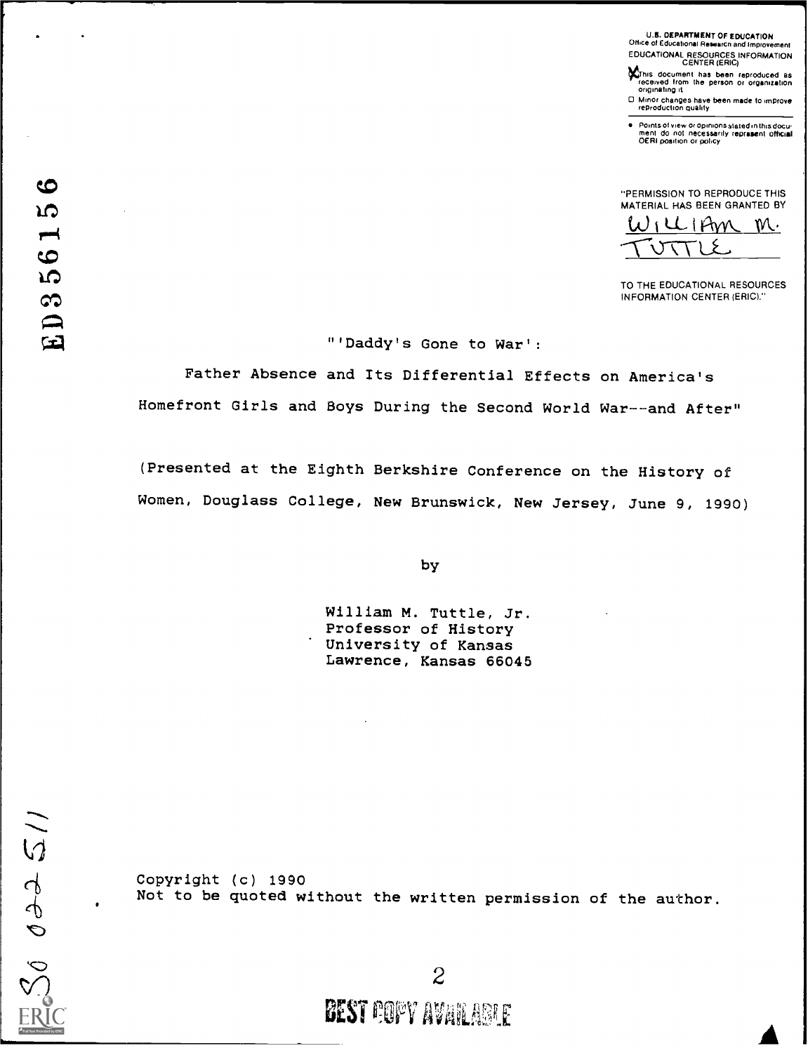U.S. DEPARTMENT OF EDUCATION
Office of Educational Research and Improvement

EDUCATIONAL RESOURCES INFORMATION CENTER (ERIC)

- [X] This document has been reproduced as received from the person or organization originating it
- [ ] Minor changes have been made to improve reproduction quality

- Points of view or opinions stated in this document do not necessarily represent official OERI position or policy

"PERMISSION TO REPRODUCE THIS MATERIAL HAS BEEN GRANTED BY

William M. Tuttle

TO THE EDUCATIONAL RESOURCES INFORMATION CENTER (ERIC)."

ED356156

"'Daddy's Gone to War':

Father Absence and Its Differential Effects on America's Homefront Girls and Boys During the Second World War--and After"

(Presented at the Eighth Berkshire Conference on the History of Women, Douglass College, New Brunswick, New Jersey, June 9, 1990)

by

William M. Tuttle, Jr.
Professor of History
University of Kansas
Lawrence, Kansas 66045

Copyright (c) 1990
Not to be quoted without the written permission of the author.

SO 022 511

BEST COPY AVAILABLE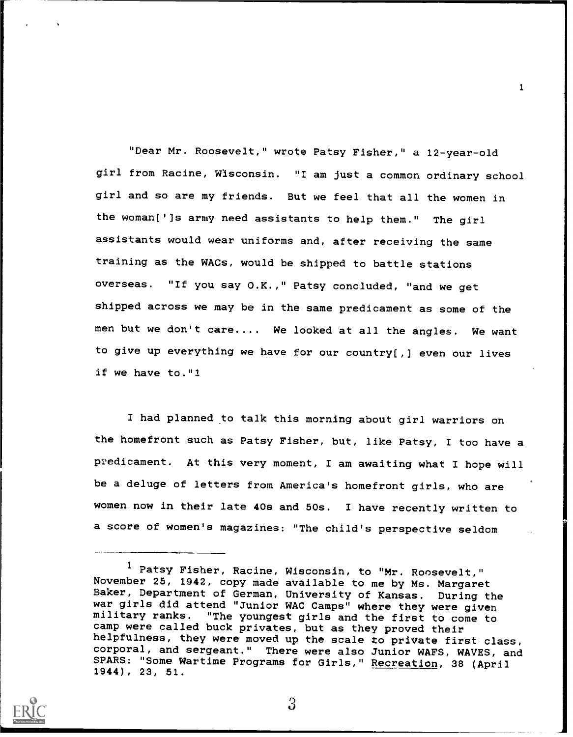"Dear Mr. Roosevelt," wrote Patsy Fisher," a 12-year-old girl from Racine, Wisconsin. "I am just a common ordinary school girl and so are my friends. But we feel that all the women in the woman[']s army need assistants to help them." The girl assistants would wear uniforms and, after receiving the same training as the WACs, would be shipped to battle stations overseas. "If you say O.K.," Patsy concluded, "and we get shipped across we may be in the same predicament as some of the men but we don't care.... We looked at all the angles. We want to give up everything we have for our country[,] even our lives if we have to."[1]

I had planned to talk this morning about girl warriors on the homefront such as Patsy Fisher, but, like Patsy, I too have a predicament. At this very moment, I am awaiting what I hope will be a deluge of letters from America's homefront girls, who are women now in their late 40s and 50s. I have recently written to a score of women's magazines: "The child's perspective seldom

---

[1] Patsy Fisher, Racine, Wisconsin, to "Mr. Roosevelt," November 25, 1942, copy made available to me by Ms. Margaret Baker, Department of German, University of Kansas. During the war girls did attend "Junior WAC Camps" where they were given military ranks. "The youngest girls and the first to come to camp were called buck privates, but as they proved their helpfulness, they were moved up the scale to private first class, corporal, and sergeant." There were also Junior WAFS, WAVES, and SPARS: "Some Wartime Programs for Girls," Recreation, 38 (April 1944), 23, 51.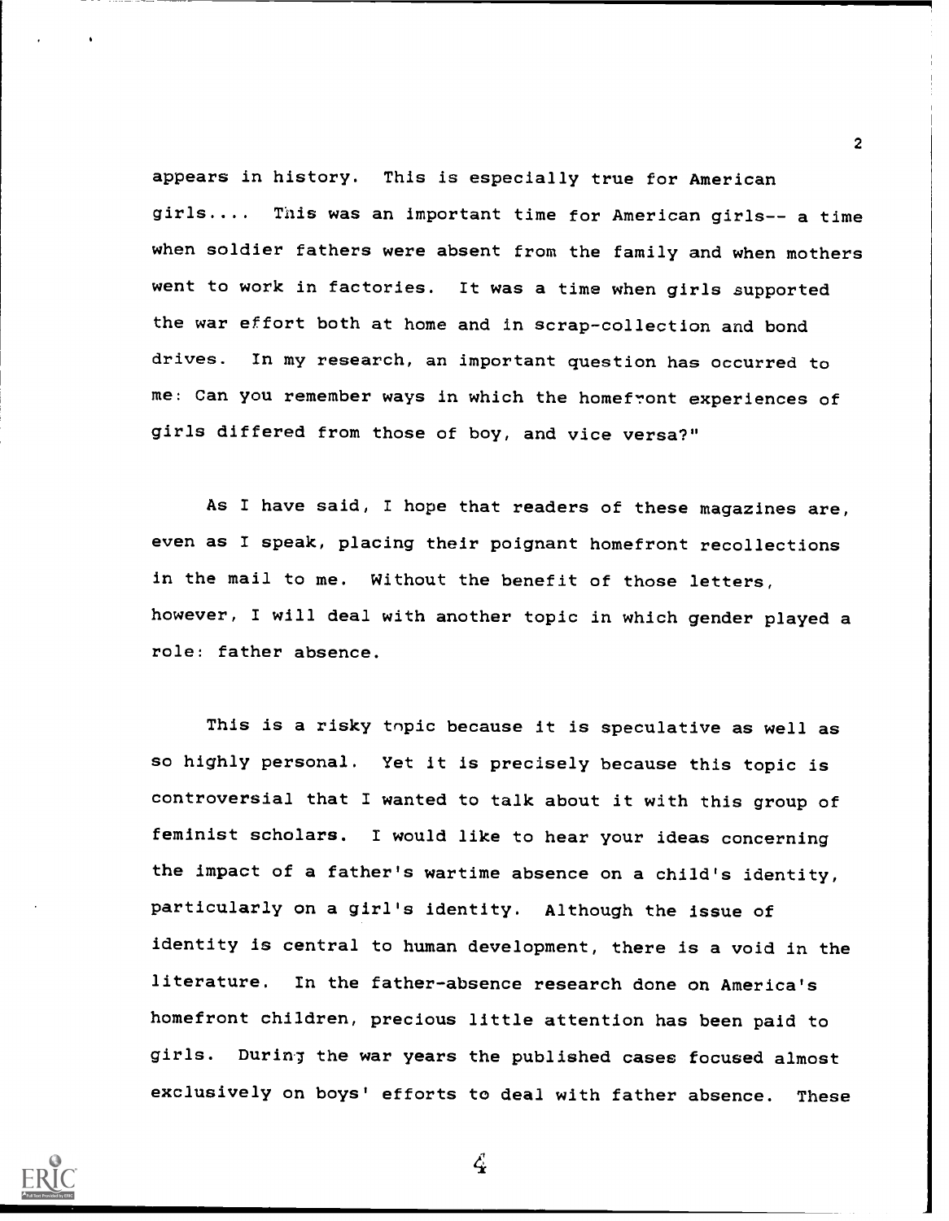appears in history. This is especially true for American girls.... This was an important time for American girls-- a time when soldier fathers were absent from the family and when mothers went to work in factories. It was a time when girls supported the war effort both at home and in scrap-collection and bond drives. In my research, an important question has occurred to me: Can you remember ways in which the homefront experiences of girls differed from those of boy, and vice versa?"

As I have said, I hope that readers of these magazines are, even as I speak, placing their poignant homefront recollections in the mail to me. Without the benefit of those letters, however, I will deal with another topic in which gender played a role: father absence.

This is a risky topic because it is speculative as well as so highly personal. Yet it is precisely because this topic is controversial that I wanted to talk about it with this group of feminist scholars. I would like to hear your ideas concerning the impact of a father's wartime absence on a child's identity, particularly on a girl's identity. Although the issue of identity is central to human development, there is a void in the literature. In the father-absence research done on America's homefront children, precious little attention has been paid to girls. During the war years the published cases focused almost exclusively on boys' efforts to deal with father absence. These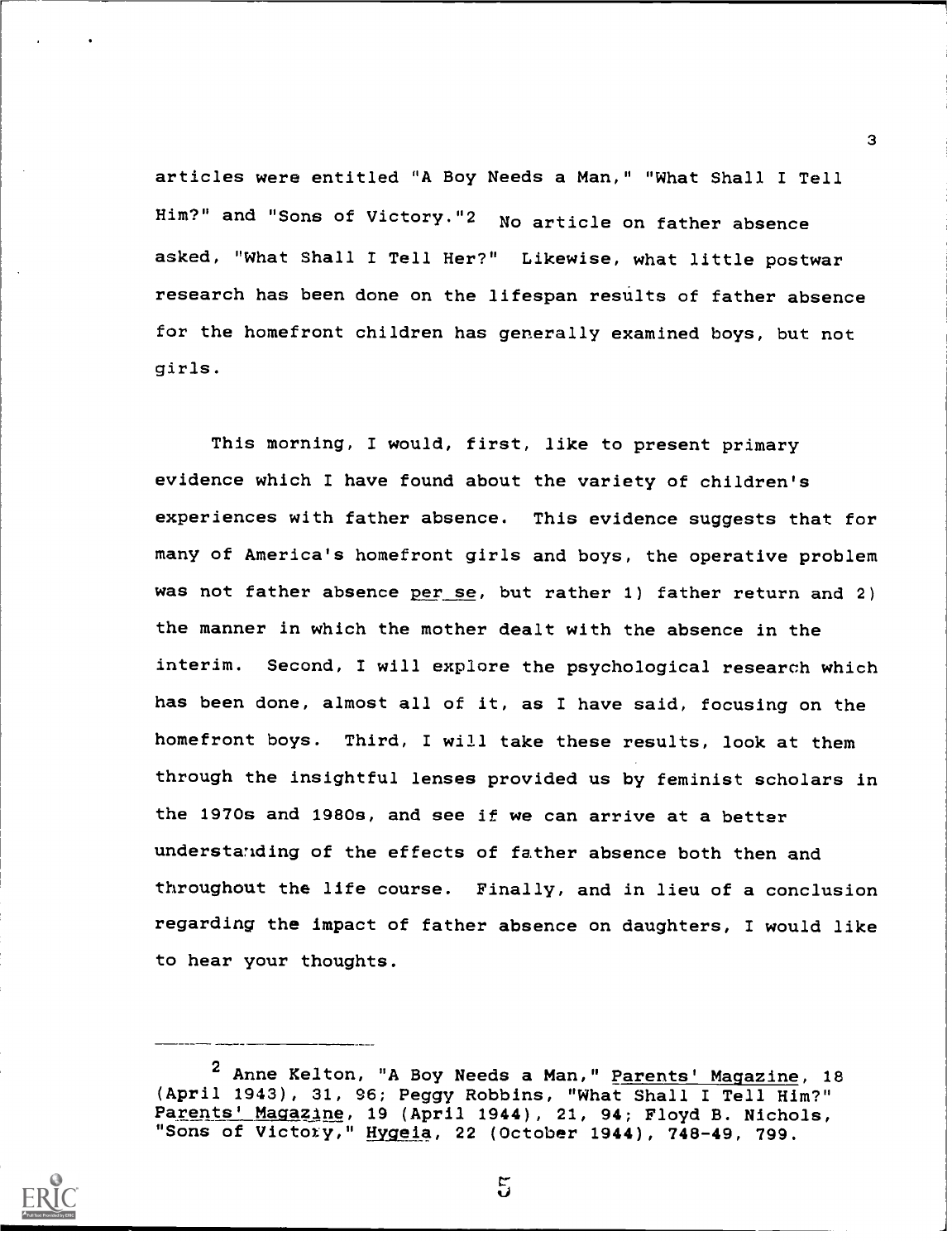articles were entitled "A Boy Needs a Man," "What Shall I Tell Him?" and "Sons of Victory."[2] No article on father absence asked, "What Shall I Tell Her?" Likewise, what little postwar research has been done on the lifespan results of father absence for the homefront children has generally examined boys, but not girls.

This morning, I would, first, like to present primary evidence which I have found about the variety of children's experiences with father absence. This evidence suggests that for many of America's homefront girls and boys, the operative problem was not father absence *per se*, but rather 1) father return and 2) the manner in which the mother dealt with the absence in the interim. Second, I will explore the psychological research which has been done, almost all of it, as I have said, focusing on the homefront boys. Third, I will take these results, look at them through the insightful lenses provided us by feminist scholars in the 1970s and 1980s, and see if we can arrive at a better understanding of the effects of father absence both then and throughout the life course. Finally, and in lieu of a conclusion regarding the impact of father absence on daughters, I would like to hear your thoughts.

---

[2] Anne Kelton, "A Boy Needs a Man," *Parents' Magazine*, 18 (April 1943), 31, 96; Peggy Robbins, "What Shall I Tell Him?" *Parents' Magazine*, 19 (April 1944), 21, 94; Floyd B. Nichols, "Sons of Victory," *Hygeia*, 22 (October 1944), 748-49, 799.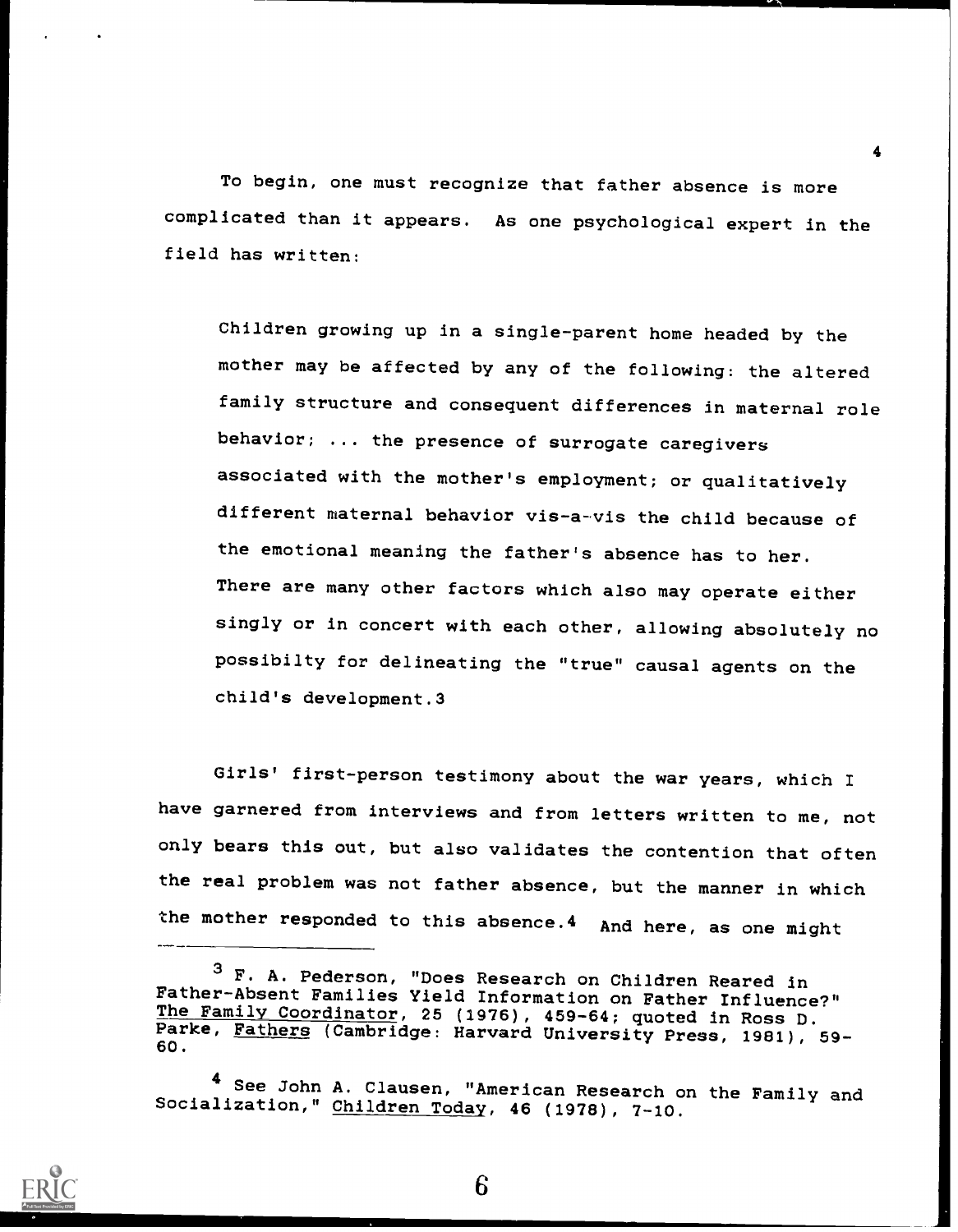To begin, one must recognize that father absence is more complicated than it appears. As one psychological expert in the field has written:

> Children growing up in a single-parent home headed by the mother may be affected by any of the following: the altered family structure and consequent differences in maternal role behavior; ... the presence of surrogate caregivers associated with the mother's employment; or qualitatively different maternal behavior vis-a-vis the child because of the emotional meaning the father's absence has to her. There are many other factors which also may operate either singly or in concert with each other, allowing absolutely no possibilty for delineating the "true" causal agents on the child's development.[3]

Girls' first-person testimony about the war years, which I have garnered from interviews and from letters written to me, not only bears this out, but also validates the contention that often the real problem was not father absence, but the manner in which the mother responded to this absence.[4] And here, as one might

---

[3] F. A. Pederson, "Does Research on Children Reared in Father-Absent Families Yield Information on Father Influence?" The Family Coordinator, 25 (1976), 459-64; quoted in Ross D. Parke, Fathers (Cambridge: Harvard University Press, 1981), 59-60.

[4] See John A. Clausen, "American Research on the Family and Socialization," Children Today, 46 (1978), 7-10.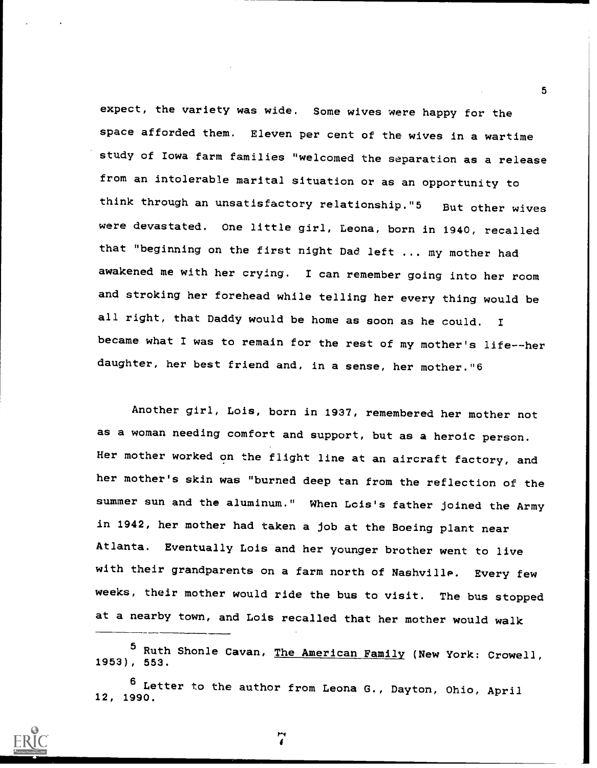expect, the variety was wide. Some wives were happy for the space afforded them. Eleven per cent of the wives in a wartime study of Iowa farm families "welcomed the separation as a release from an intolerable marital situation or as an opportunity to think through an unsatisfactory relationship."[5] But other wives were devastated. One little girl, Leona, born in 1940, recalled that "beginning on the first night Dad left ... my mother had awakened me with her crying. I can remember going into her room and stroking her forehead while telling her every thing would be all right, that Daddy would be home as soon as he could. I became what I was to remain for the rest of my mother's life--her daughter, her best friend and, in a sense, her mother."[6]

Another girl, Lois, born in 1937, remembered her mother not as a woman needing comfort and support, but as a heroic person. Her mother worked on the flight line at an aircraft factory, and her mother's skin was "burned deep tan from the reflection of the summer sun and the aluminum." When Lois's father joined the Army in 1942, her mother had taken a job at the Boeing plant near Atlanta. Eventually Lois and her younger brother went to live with their grandparents on a farm north of Nashville. Every few weeks, their mother would ride the bus to visit. The bus stopped at a nearby town, and Lois recalled that her mother would walk

---

[5] Ruth Shonle Cavan, The American Family (New York: Crowell, 1953), 553.

[6] Letter to the author from Leona G., Dayton, Ohio, April 12, 1990.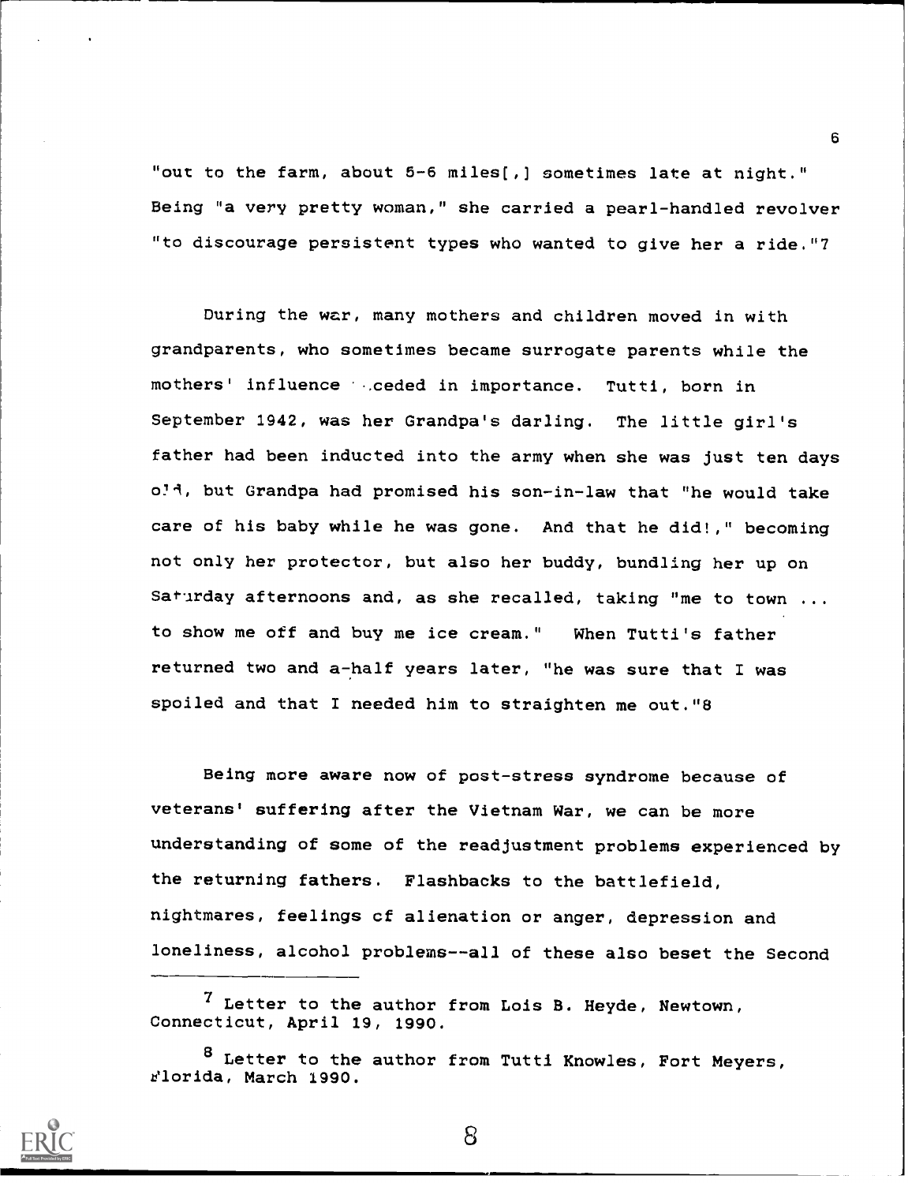"out to the farm, about 5-6 miles[,] sometimes late at night." Being "a very pretty woman," she carried a pearl-handled revolver "to discourage persistent types who wanted to give her a ride."[7]

During the war, many mothers and children moved in with grandparents, who sometimes became surrogate parents while the mothers' influence receded in importance. Tutti, born in September 1942, was her Grandpa's darling. The little girl's father had been inducted into the army when she was just ten days old, but Grandpa had promised his son-in-law that "he would take care of his baby while he was gone. And that he did!," becoming not only her protector, but also her buddy, bundling her up on Saturday afternoons and, as she recalled, taking "me to town ... to show me off and buy me ice cream." When Tutti's father returned two and a-half years later, "he was sure that I was spoiled and that I needed him to straighten me out."[8]

Being more aware now of post-stress syndrome because of veterans' suffering after the Vietnam War, we can be more understanding of some of the readjustment problems experienced by the returning fathers. Flashbacks to the battlefield, nightmares, feelings of alienation or anger, depression and loneliness, alcohol problems--all of these also beset the Second

---

[7] Letter to the author from Lois B. Heyde, Newtown, Connecticut, April 19, 1990.

[8] Letter to the author from Tutti Knowles, Fort Meyers, Florida, March 1990.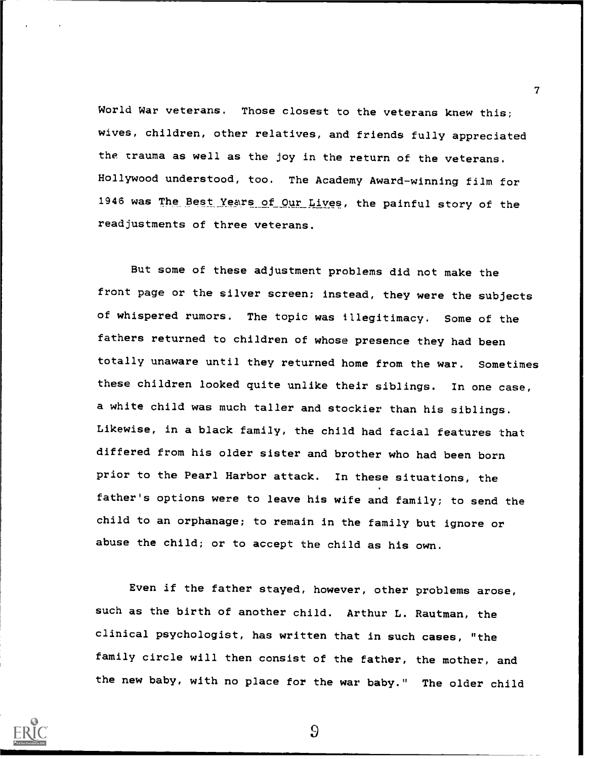World War veterans. Those closest to the veterans knew this; wives, children, other relatives, and friends fully appreciated the trauma as well as the joy in the return of the veterans. Hollywood understood, too. The Academy Award-winning film for 1946 was *The Best Years of Our Lives*, the painful story of the readjustments of three veterans.

But some of these adjustment problems did not make the front page or the silver screen; instead, they were the subjects of whispered rumors. The topic was illegitimacy. Some of the fathers returned to children of whose presence they had been totally unaware until they returned home from the war. Sometimes these children looked quite unlike their siblings. In one case, a white child was much taller and stockier than his siblings. Likewise, in a black family, the child had facial features that differed from his older sister and brother who had been born prior to the Pearl Harbor attack. In these situations, the father's options were to leave his wife and family; to send the child to an orphanage; to remain in the family but ignore or abuse the child; or to accept the child as his own.

Even if the father stayed, however, other problems arose, such as the birth of another child. Arthur L. Rautman, the clinical psychologist, has written that in such cases, "the family circle will then consist of the father, the mother, and the new baby, with no place for the war baby." The older child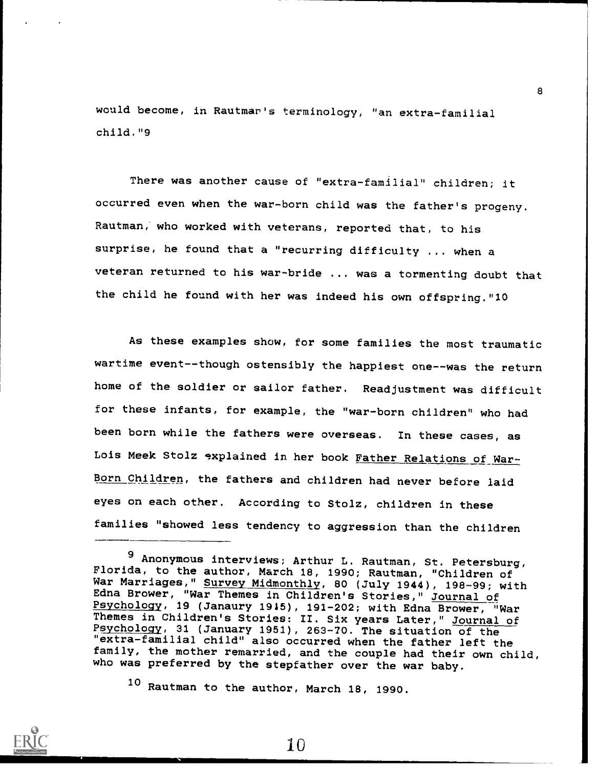would become, in Rautman's terminology, "an extra-familial child."[9]

There was another cause of "extra-familial" children; it occurred even when the war-born child was the father's progeny. Rautman, who worked with veterans, reported that, to his surprise, he found that a "recurring difficulty ... when a veteran returned to his war-bride ... was a tormenting doubt that the child he found with her was indeed his own offspring."[10]

As these examples show, for some families the most traumatic wartime event--though ostensibly the happiest one--was the return home of the soldier or sailor father. Readjustment was difficult for these infants, for example, the "war-born children" who had been born while the fathers were overseas. In these cases, as Lois Meek Stolz explained in her book Father Relations of War-Born Children, the fathers and children had never before laid eyes on each other. According to Stolz, children in these families "showed less tendency to aggression than the children

---

[9] Anonymous interviews; Arthur L. Rautman, St. Petersburg, Florida, to the author, March 18, 1990; Rautman, "Children of War Marriages," Survey Midmonthly, 80 (July 1944), 198-99; with Edna Brower, "War Themes in Children's Stories," Journal of Psychology, 19 (Janaury 1945), 191-202; with Edna Brower, "War Themes in Children's Stories: II. Six years Later," Journal of Psychology, 31 (January 1951), 263-70. The situation of the "extra-familial child" also occurred when the father left the family, the mother remarried, and the couple had their own child, who was preferred by the stepfather over the war baby.

[10] Rautman to the author, March 18, 1990.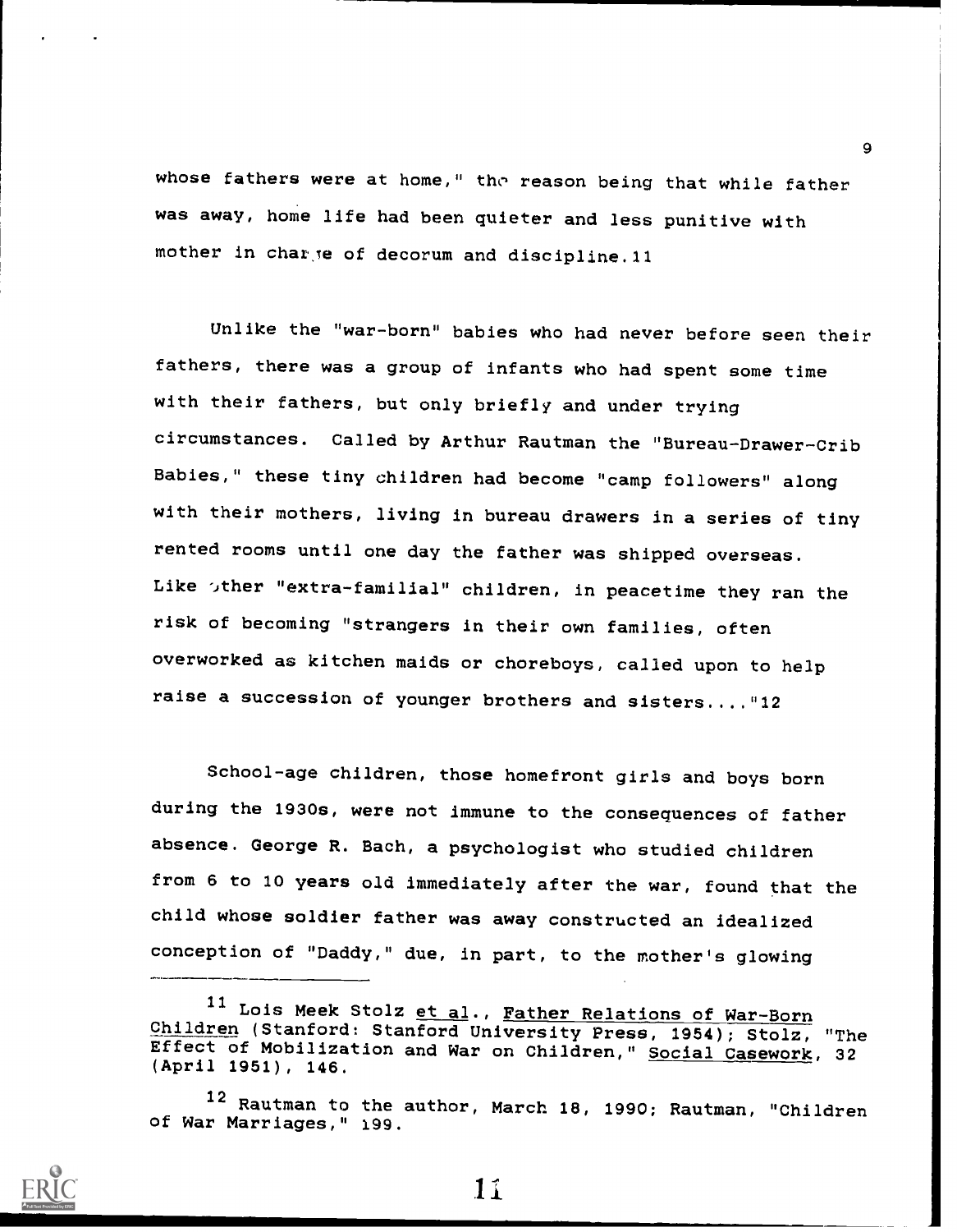whose fathers were at home," the reason being that while father was away, home life had been quieter and less punitive with mother in charge of decorum and discipline.[11]

Unlike the "war-born" babies who had never before seen their fathers, there was a group of infants who had spent some time with their fathers, but only briefly and under trying circumstances. Called by Arthur Rautman the "Bureau-Drawer-Crib Babies," these tiny children had become "camp followers" along with their mothers, living in bureau drawers in a series of tiny rented rooms until one day the father was shipped overseas. Like other "extra-familial" children, in peacetime they ran the risk of becoming "strangers in their own families, often overworked as kitchen maids or choreboys, called upon to help raise a succession of younger brothers and sisters...."[12]

School-age children, those homefront girls and boys born during the 1930s, were not immune to the consequences of father absence. George R. Bach, a psychologist who studied children from 6 to 10 years old immediately after the war, found that the child whose soldier father was away constructed an idealized conception of "Daddy," due, in part, to the mother's glowing

---

[11] Lois Meek Stolz et al., Father Relations of War-Born Children (Stanford: Stanford University Press, 1954); Stolz, "The Effect of Mobilization and War on Children," Social Casework, 32 (April 1951), 146.

[12] Rautman to the author, March 18, 1990; Rautman, "Children of War Marriages," 199.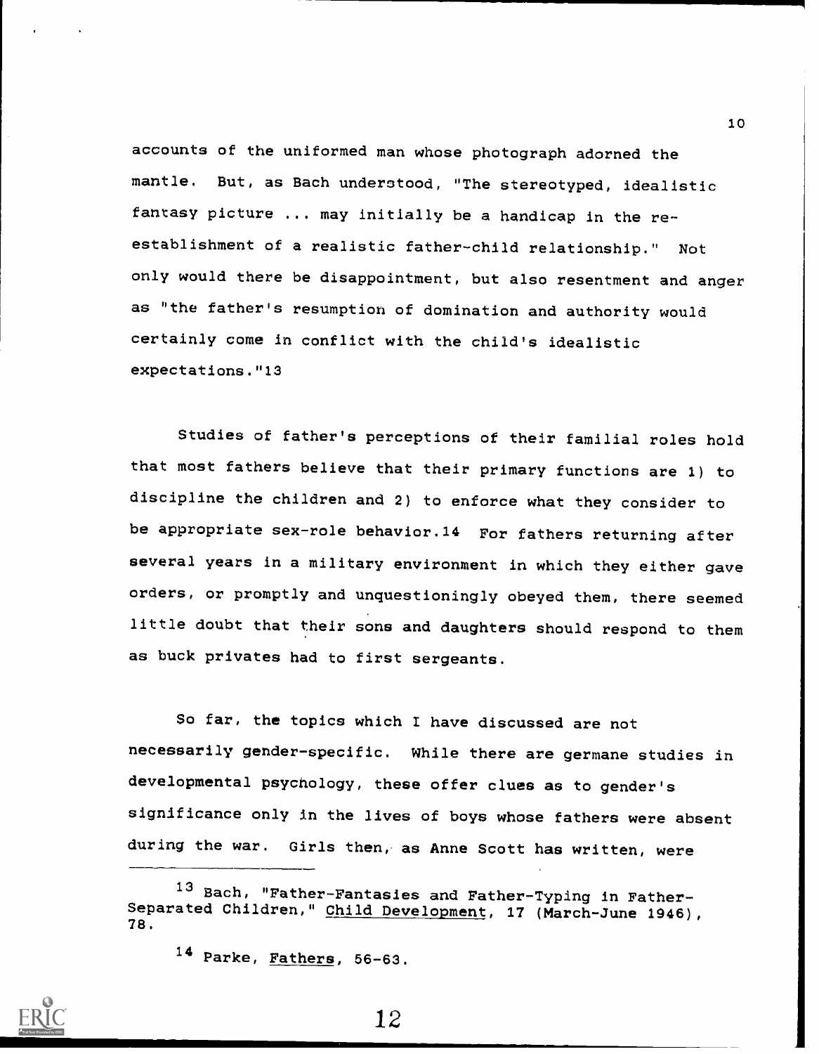accounts of the uniformed man whose photograph adorned the mantle. But, as Bach understood, "The stereotyped, idealistic fantasy picture ... may initially be a handicap in the re-establishment of a realistic father-child relationship." Not only would there be disappointment, but also resentment and anger as "the father's resumption of domination and authority would certainly come in conflict with the child's idealistic expectations."[13]

Studies of father's perceptions of their familial roles hold that most fathers believe that their primary functions are 1) to discipline the children and 2) to enforce what they consider to be appropriate sex-role behavior.[14] For fathers returning after several years in a military environment in which they either gave orders, or promptly and unquestioningly obeyed them, there seemed little doubt that their sons and daughters should respond to them as buck privates had to first sergeants.

So far, the topics which I have discussed are not necessarily gender-specific. While there are germane studies in developmental psychology, these offer clues as to gender's significance only in the lives of boys whose fathers were absent during the war. Girls then, as Anne Scott has written, were

---

[13] Bach, "Father-Fantasies and Father-Typing in Father-Separated Children," Child Development, 17 (March-June 1946), 78.

[14] Parke, Fathers, 56-63.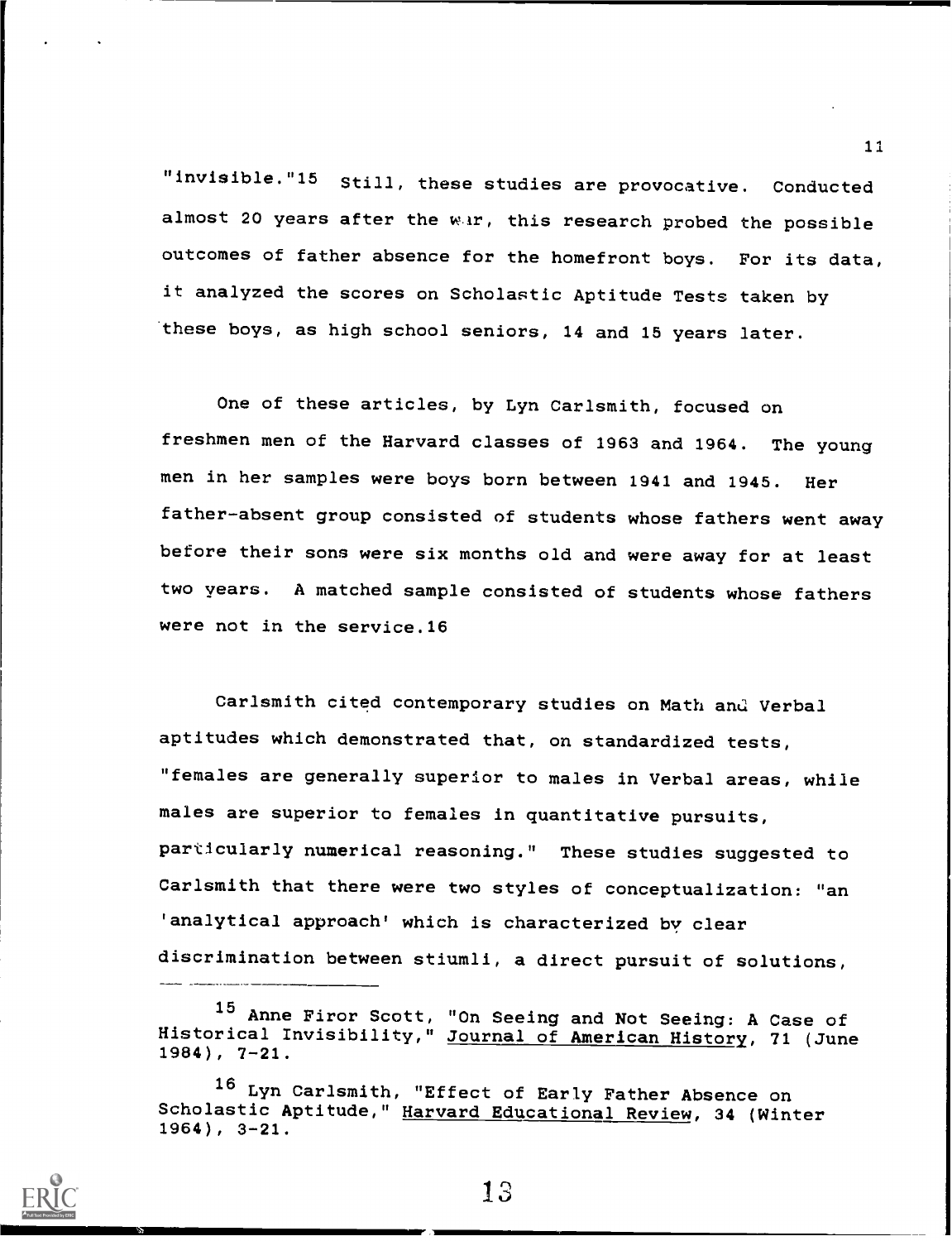"invisible."[15] Still, these studies are provocative. Conducted almost 20 years after the war, this research probed the possible outcomes of father absence for the homefront boys. For its data, it analyzed the scores on Scholastic Aptitude Tests taken by these boys, as high school seniors, 14 and 15 years later.

One of these articles, by Lyn Carlsmith, focused on freshmen men of the Harvard classes of 1963 and 1964. The young men in her samples were boys born between 1941 and 1945. Her father-absent group consisted of students whose fathers went away before their sons were six months old and were away for at least two years. A matched sample consisted of students whose fathers were not in the service.[16]

Carlsmith cited contemporary studies on Math and Verbal aptitudes which demonstrated that, on standardized tests, "females are generally superior to males in Verbal areas, while males are superior to females in quantitative pursuits, particularly numerical reasoning." These studies suggested to Carlsmith that there were two styles of conceptualization: "an 'analytical approach' which is characterized by clear discrimination between stiumli, a direct pursuit of solutions,

---

[15] Anne Firor Scott, "On Seeing and Not Seeing: A Case of Historical Invisibility," Journal of American History, 71 (June 1984), 7-21.

[16] Lyn Carlsmith, "Effect of Early Father Absence on Scholastic Aptitude," Harvard Educational Review, 34 (Winter 1964), 3-21.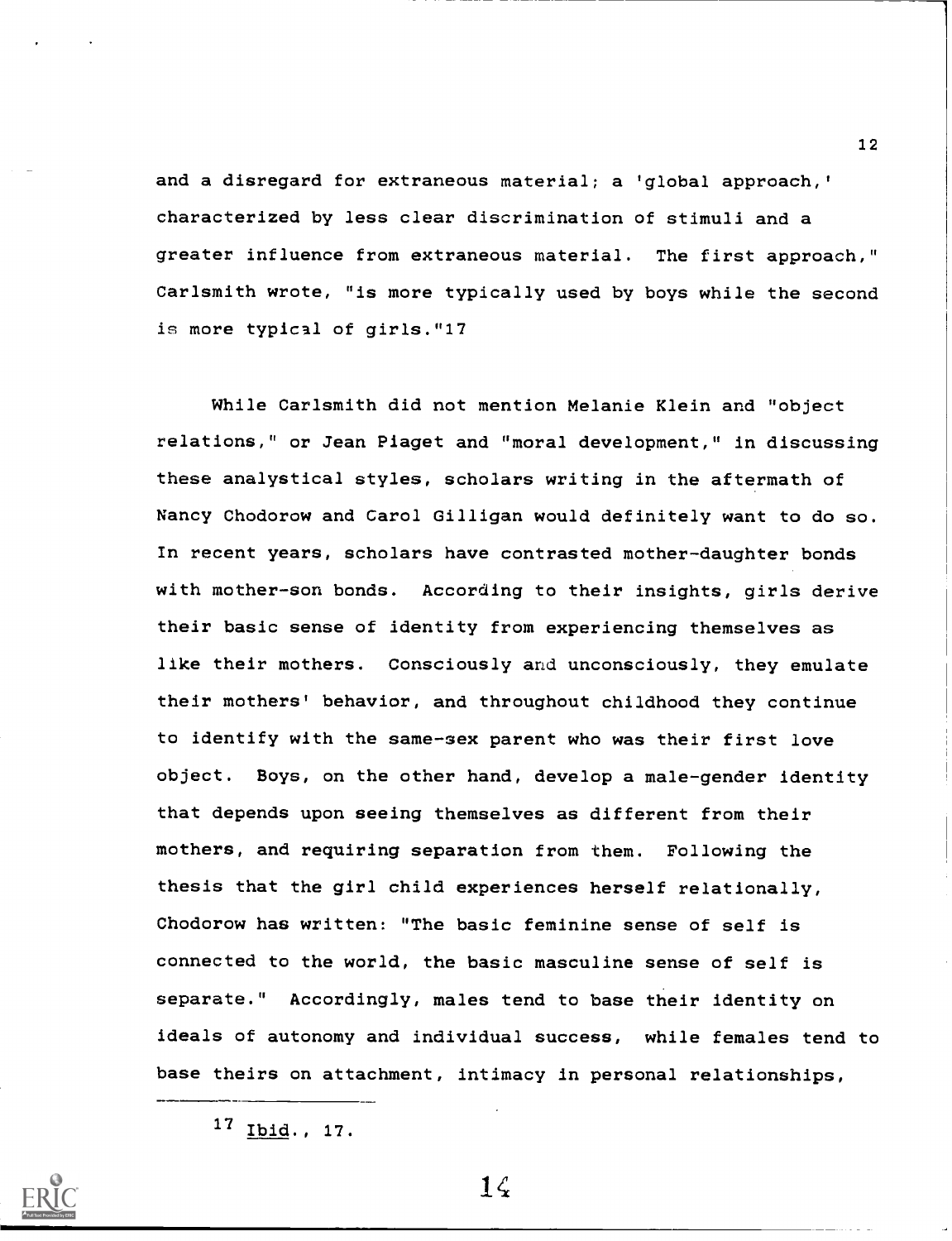and a disregard for extraneous material; a 'global approach,' characterized by less clear discrimination of stimuli and a greater influence from extraneous material. The first approach," Carlsmith wrote, "is more typically used by boys while the second is more typical of girls."[17]

While Carlsmith did not mention Melanie Klein and "object relations," or Jean Piaget and "moral development," in discussing these analytical styles, scholars writing in the aftermath of Nancy Chodorow and Carol Gilligan would definitely want to do so. In recent years, scholars have contrasted mother-daughter bonds with mother-son bonds. According to their insights, girls derive their basic sense of identity from experiencing themselves as like their mothers. Consciously and unconsciously, they emulate their mothers' behavior, and throughout childhood they continue to identify with the same-sex parent who was their first love object. Boys, on the other hand, develop a male-gender identity that depends upon seeing themselves as different from their mothers, and requiring separation from them. Following the thesis that the girl child experiences herself relationally, Chodorow has written: "The basic feminine sense of self is connected to the world, the basic masculine sense of self is separate." Accordingly, males tend to base their identity on ideals of autonomy and individual success, while females tend to base theirs on attachment, intimacy in personal relationships,

---

[17] Ibid., 17.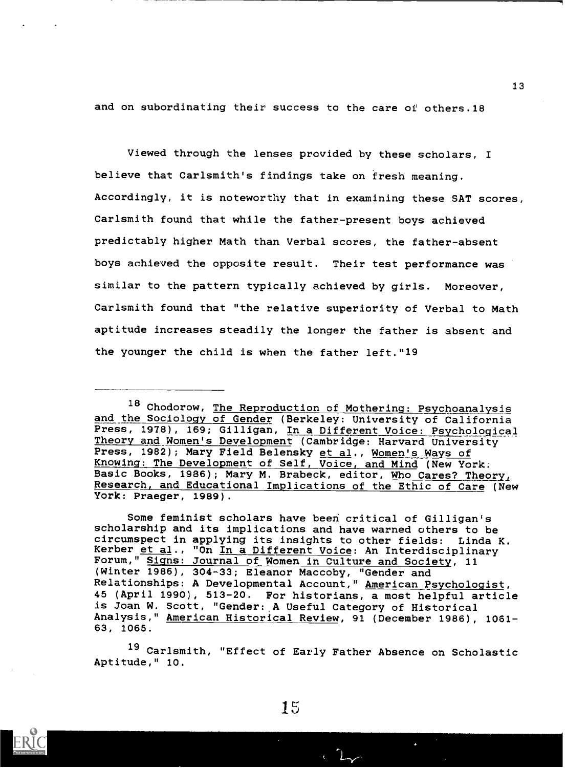and on subordinating their success to the care of others.[18]

Viewed through the lenses provided by these scholars, I believe that Carlsmith's findings take on fresh meaning. Accordingly, it is noteworthy that in examining these SAT scores, Carlsmith found that while the father-present boys achieved predictably higher Math than Verbal scores, the father-absent boys achieved the opposite result. Their test performance was similar to the pattern typically achieved by girls. Moreover, Carlsmith found that "the relative superiority of Verbal to Math aptitude increases steadily the longer the father is absent and the younger the child is when the father left."[19]

---

[18] Chodorow, The Reproduction of Mothering: Psychoanalysis and the Sociology of Gender (Berkeley: University of California Press, 1978), 169; Gilligan, In a Different Voice: Psychological Theory and Women's Development (Cambridge: Harvard University Press, 1982); Mary Field Belensky et al., Women's Ways of Knowing: The Development of Self, Voice, and Mind (New York: Basic Books, 1986); Mary M. Brabeck, editor, Who Cares? Theory, Research, and Educational Implications of the Ethic of Care (New York: Praeger, 1989).

Some feminist scholars have been critical of Gilligan's scholarship and its implications and have warned others to be circumspect in applying its insights to other fields: Linda K. Kerber et al., "On In a Different Voice: An Interdisciplinary Forum," Signs: Journal of Women in Culture and Society, 11 (Winter 1986), 304-33; Eleanor Maccoby, "Gender and Relationships: A Developmental Account," American Psychologist, 45 (April 1990), 513-20. For historians, a most helpful article is Joan W. Scott, "Gender: A Useful Category of Historical Analysis," American Historical Review, 91 (December 1986), 1061-63, 1065.

[19] Carlsmith, "Effect of Early Father Absence on Scholastic Aptitude," 10.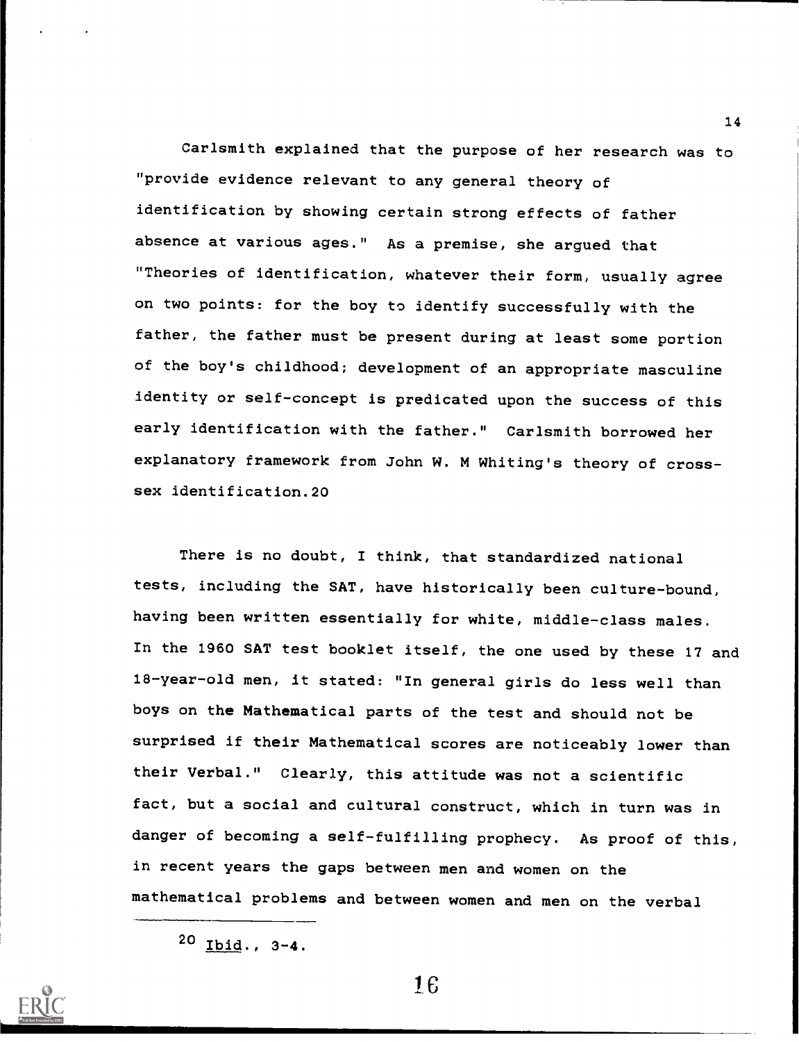Carlsmith explained that the purpose of her research was to "provide evidence relevant to any general theory of identification by showing certain strong effects of father absence at various ages." As a premise, she argued that "Theories of identification, whatever their form, usually agree on two points: for the boy to identify successfully with the father, the father must be present during at least some portion of the boy's childhood; development of an appropriate masculine identity or self-concept is predicated upon the success of this early identification with the father." Carlsmith borrowed her explanatory framework from John W. M Whiting's theory of cross-sex identification.[20]

There is no doubt, I think, that standardized national tests, including the SAT, have historically been culture-bound, having been written essentially for white, middle-class males. In the 1960 SAT test booklet itself, the one used by these 17 and 18-year-old men, it stated: "In general girls do less well than boys on the Mathematical parts of the test and should not be surprised if their Mathematical scores are noticeably lower than their Verbal." Clearly, this attitude was not a scientific fact, but a social and cultural construct, which in turn was in danger of becoming a self-fulfilling prophecy. As proof of this, in recent years the gaps between men and women on the mathematical problems and between women and men on the verbal

---

[20] Ibid., 3-4.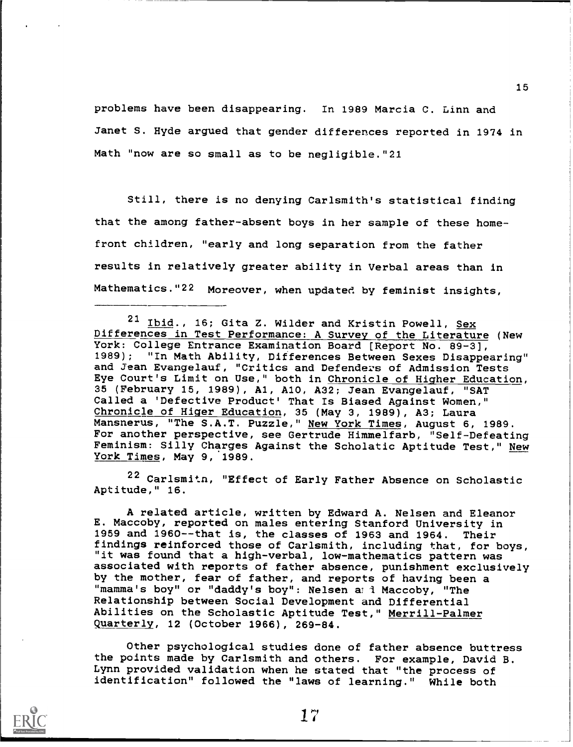problems have been disappearing. In 1989 Marcia C. Linn and Janet S. Hyde argued that gender differences reported in 1974 in Math "now are so small as to be negligible."[21]

Still, there is no denying Carlsmith's statistical finding that the among father-absent boys in her sample of these home-front children, "early and long separation from the father results in relatively greater ability in Verbal areas than in Mathematics."[22] Moreover, when updated by feminist insights,

---

[21] Ibid., 16; Gita Z. Wilder and Kristin Powell, Sex Differences in Test Performance: A Survey of the Literature (New York: College Entrance Examination Board [Report No. 89-3], 1989); "In Math Ability, Differences Between Sexes Disappearing" and Jean Evangelauf, "Critics and Defenders of Admission Tests Eye Court's Limit on Use," both in Chronicle of Higher Education, 35 (February 15, 1989), A1, A10, A32; Jean Evangelauf, "SAT Called a 'Defective Product' That Is Biased Against Women," Chronicle of Higer Education, 35 (May 3, 1989), A3; Laura Mansnerus, "The S.A.T. Puzzle," New York Times, August 6, 1989. For another perspective, see Gertrude Himmelfarb, "Self-Defeating Feminism: Silly Charges Against the Scholatic Aptitude Test," New York Times, May 9, 1989.

[22] Carlsmith, "Effect of Early Father Absence on Scholastic Aptitude," 16.

A related article, written by Edward A. Nelsen and Eleanor E. Maccoby, reported on males entering Stanford University in 1959 and 1960--that is, the classes of 1963 and 1964. Their findings reinforced those of Carlsmith, including that, for boys, "it was found that a high-verbal, low-mathematics pattern was associated with reports of father absence, punishment exclusively by the mother, fear of father, and reports of having been a "mamma's boy" or "daddy's boy": Nelsen and Maccoby, "The Relationship between Social Development and Differential Abilities on the Scholastic Aptitude Test," Merrill-Palmer Quarterly, 12 (October 1966), 269-84.

Other psychological studies done of father absence buttress the points made by Carlsmith and others. For example, David B. Lynn provided validation when he stated that "the process of identification" followed the "laws of learning." While both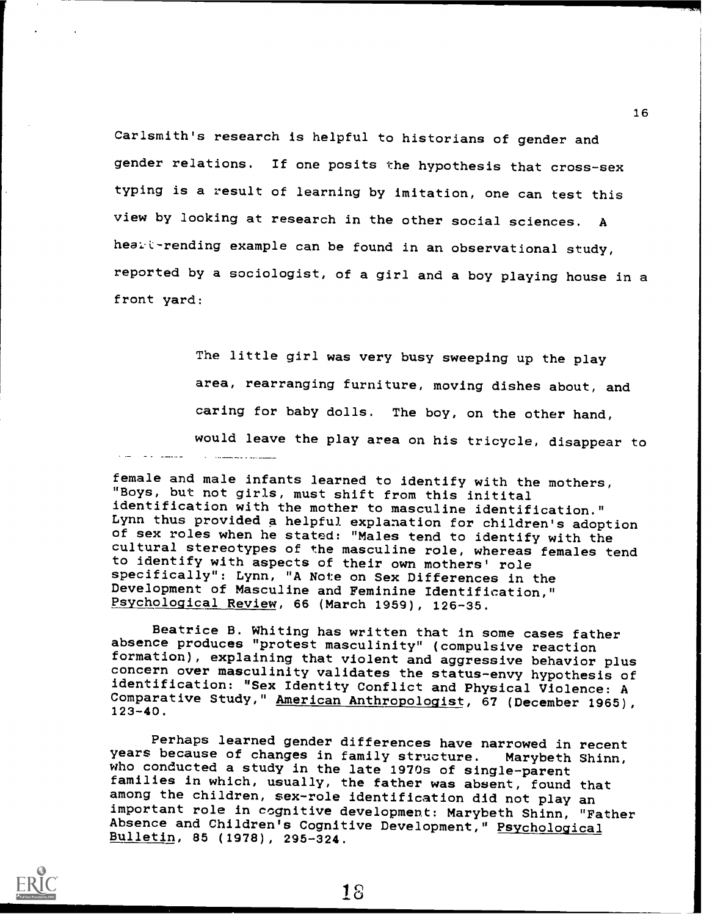Carlsmith's research is helpful to historians of gender and gender relations. If one posits the hypothesis that cross-sex typing is a result of learning by imitation, one can test this view by looking at research in the other social sciences. A heart-rending example can be found in an observational study, reported by a sociologist, of a girl and a boy playing house in a front yard:

> The little girl was very busy sweeping up the play area, rearranging furniture, moving dishes about, and caring for baby dolls. The boy, on the other hand, would leave the play area on his tricycle, disappear to

---

female and male infants learned to identify with the mothers, "Boys, but not girls, must shift from this initital identification with the mother to masculine identification." Lynn thus provided a helpful explanation for children's adoption of sex roles when he stated: "Males tend to identify with the cultural stereotypes of the masculine role, whereas females tend to identify with aspects of their own mothers' role specifically": Lynn, "A Note on Sex Differences in the Development of Masculine and Feminine Identification," Psychological Review, 66 (March 1959), 126-35.

Beatrice B. Whiting has written that in some cases father absence produces "protest masculinity" (compulsive reaction formation), explaining that violent and aggressive behavior plus concern over masculinity validates the status-envy hypothesis of identification: "Sex Identity Conflict and Physical Violence: A Comparative Study," American Anthropologist, 67 (December 1965), 123-40.

Perhaps learned gender differences have narrowed in recent years because of changes in family structure. Marybeth Shinn, who conducted a study in the late 1970s of single-parent families in which, usually, the father was absent, found that among the children, sex-role identification did not play an important role in cognitive development: Marybeth Shinn, "Father Absence and Children's Cognitive Development," Psychological Bulletin, 85 (1978), 295-324.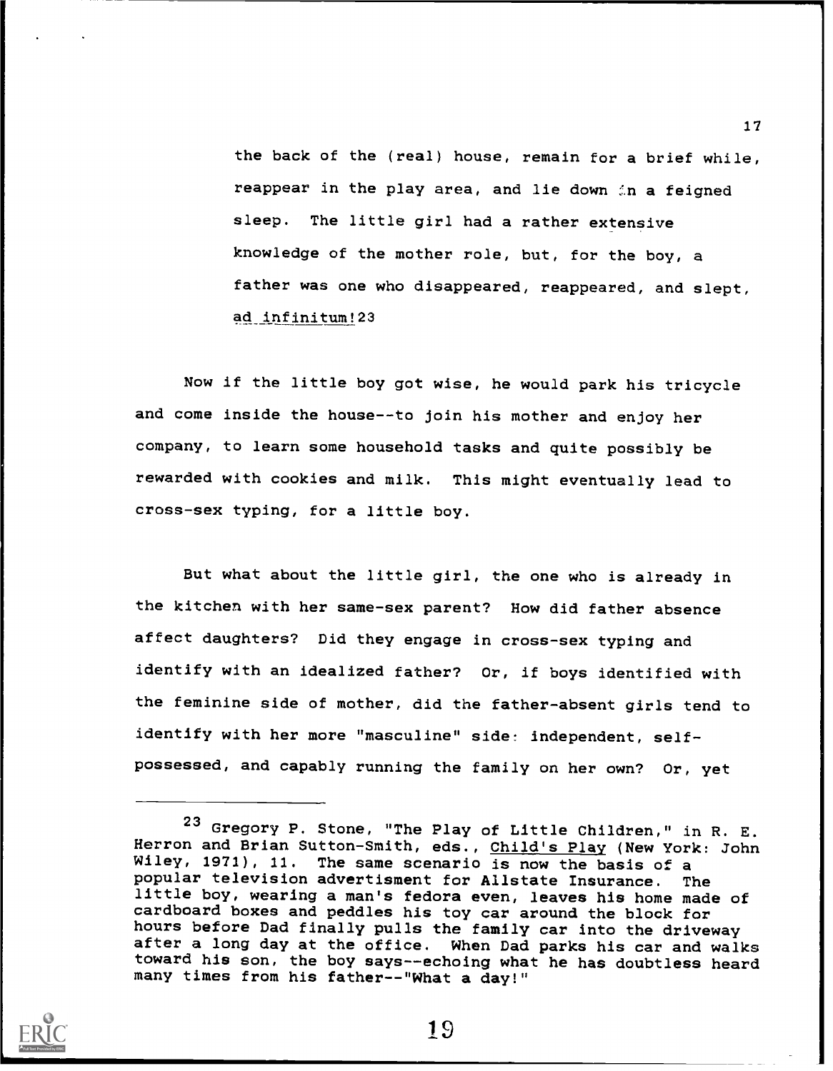the back of the (real) house, remain for a brief while, reappear in the play area, and lie down in a feigned sleep. The little girl had a rather extensive knowledge of the mother role, but, for the boy, a father was one who disappeared, reappeared, and slept, *ad infinitum*![23]

Now if the little boy got wise, he would park his tricycle and come inside the house--to join his mother and enjoy her company, to learn some household tasks and quite possibly be rewarded with cookies and milk. This might eventually lead to cross-sex typing, for a little boy.

But what about the little girl, the one who is already in the kitchen with her same-sex parent? How did father absence affect daughters? Did they engage in cross-sex typing and identify with an idealized father? Or, if boys identified with the feminine side of mother, did the father-absent girls tend to identify with her more "masculine" side: independent, self-possessed, and capably running the family on her own? Or, yet

---

[23] Gregory P. Stone, "The Play of Little Children," in R. E. Herron and Brian Sutton-Smith, eds., *Child's Play* (New York: John Wiley, 1971), 11. The same scenario is now the basis of a popular television advertisment for Allstate Insurance. The little boy, wearing a man's fedora even, leaves his home made of cardboard boxes and peddles his toy car around the block for hours before Dad finally pulls the family car into the driveway after a long day at the office. When Dad parks his car and walks toward his son, the boy says--echoing what he has doubtless heard many times from his father--"What a day!"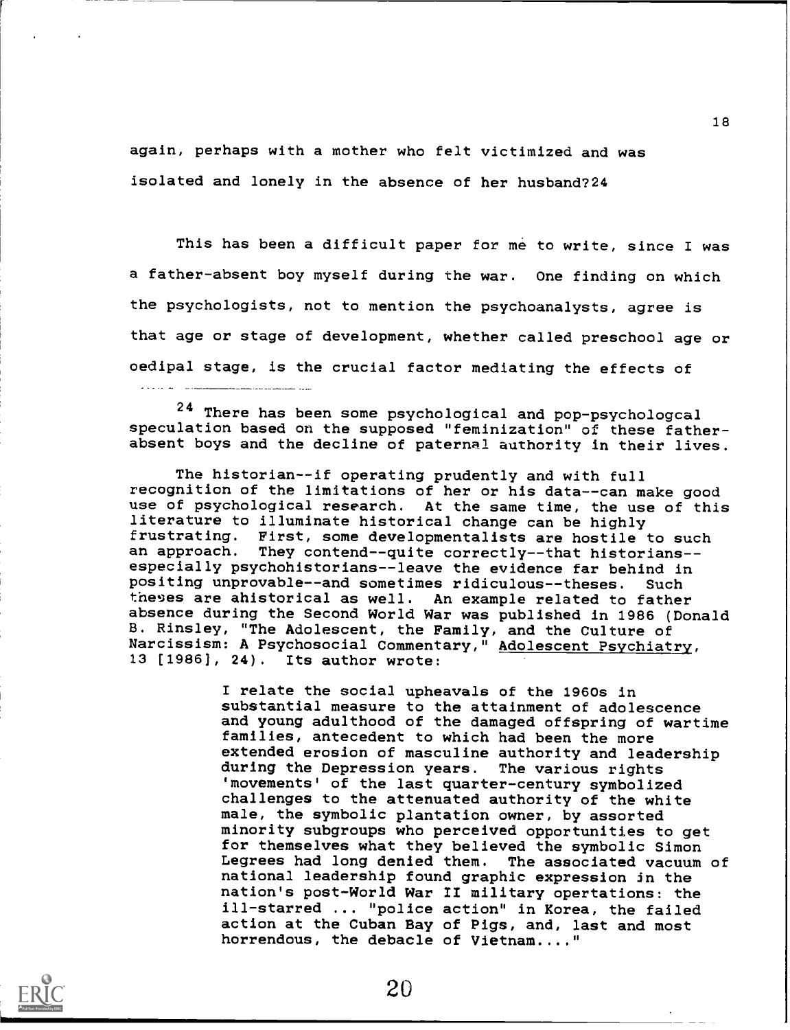again, perhaps with a mother who felt victimized and was isolated and lonely in the absence of her husband?[24]

This has been a difficult paper for me to write, since I was a father-absent boy myself during the war. One finding on which the psychologists, not to mention the psychoanalysts, agree is that age or stage of development, whether called preschool age or oedipal stage, is the crucial factor mediating the effects of

---

[24] There has been some psychological and pop-psychologcal speculation based on the supposed "feminization" of these father-absent boys and the decline of paternal authority in their lives.

The historian--if operating prudently and with full recognition of the limitations of her or his data--can make good use of psychological research. At the same time, the use of this literature to illuminate historical change can be highly frustrating. First, some developmentalists are hostile to such an approach. They contend--quite correctly--that historians--especially psychohistorians--leave the evidence far behind in positing unprovable--and sometimes ridiculous--theses. Such theses are ahistorical as well. An example related to father absence during the Second World War was published in 1986 (Donald B. Rinsley, "The Adolescent, the Family, and the Culture of Narcissism: A Psychosocial Commentary," <u>Adolescent Psychiatry</u>, 13 [1986], 24). Its author wrote:

> I relate the social upheavals of the 1960s in substantial measure to the attainment of adolescence and young adulthood of the damaged offspring of wartime families, antecedent to which had been the more extended erosion of masculine authority and leadership during the Depression years. The various rights 'movements' of the last quarter-century symbolized challenges to the attenuated authority of the white male, the symbolic plantation owner, by assorted minority subgroups who perceived opportunities to get for themselves what they believed the symbolic Simon Legrees had long denied them. The associated vacuum of national leadership found graphic expression in the nation's post-World War II military opertations: the ill-starred ... "police action" in Korea, the failed action at the Cuban Bay of Pigs, and, last and most horrendous, the debacle of Vietnam...."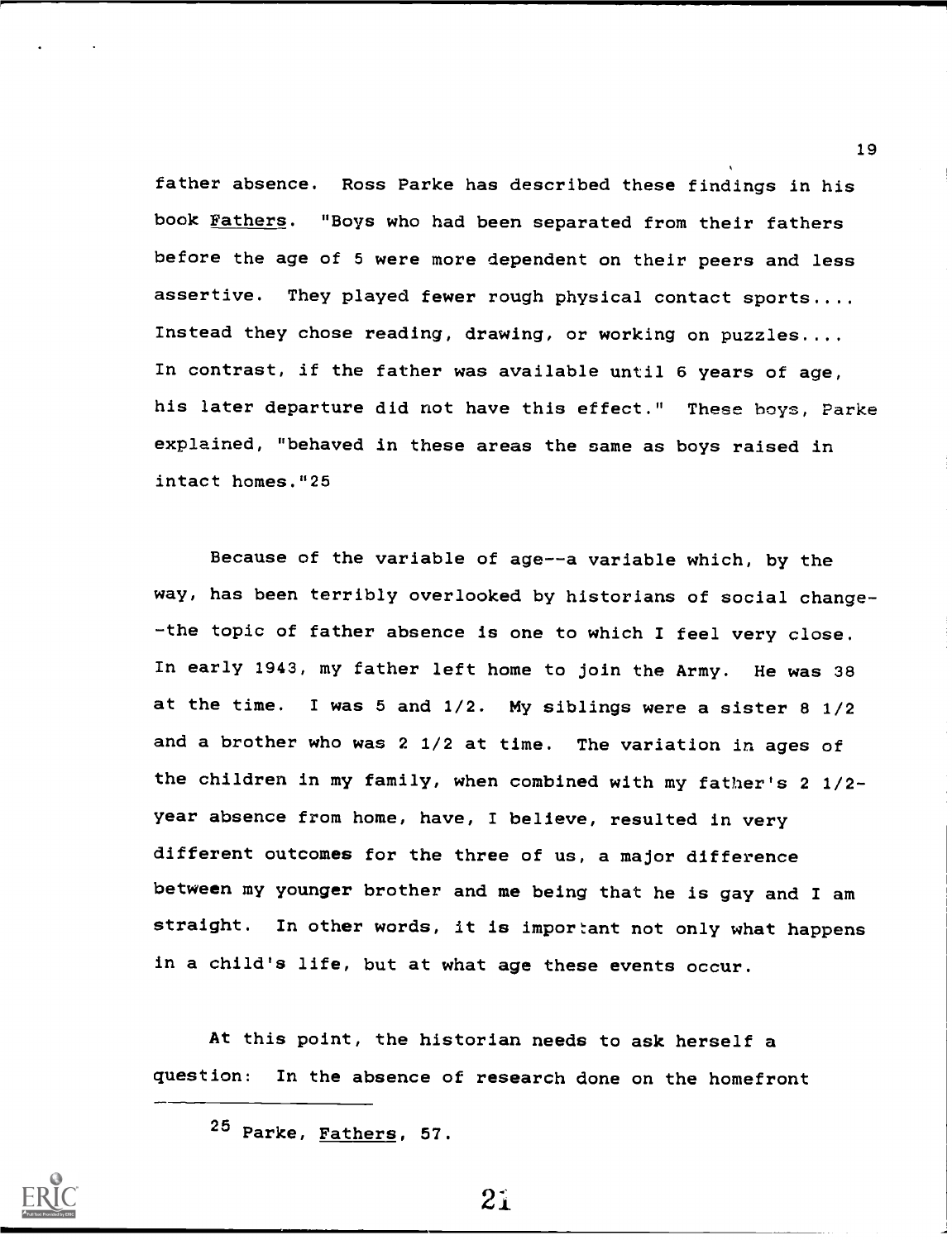father absence. Ross Parke has described these findings in his book Fathers. "Boys who had been separated from their fathers before the age of 5 were more dependent on their peers and less assertive. They played fewer rough physical contact sports.... Instead they chose reading, drawing, or working on puzzles.... In contrast, if the father was available until 6 years of age, his later departure did not have this effect." These boys, Parke explained, "behaved in these areas the same as boys raised in intact homes."[25]

Because of the variable of age--a variable which, by the way, has been terribly overlooked by historians of social change--the topic of father absence is one to which I feel very close. In early 1943, my father left home to join the Army. He was 38 at the time. I was 5 and 1/2. My siblings were a sister 8 1/2 and a brother who was 2 1/2 at time. The variation in ages of the children in my family, when combined with my father's 2 1/2-year absence from home, have, I believe, resulted in very different outcomes for the three of us, a major difference between my younger brother and me being that he is gay and I am straight. In other words, it is important not only what happens in a child's life, but at what age these events occur.

At this point, the historian needs to ask herself a question: In the absence of research done on the homefront

---

[25] Parke, Fathers, 57.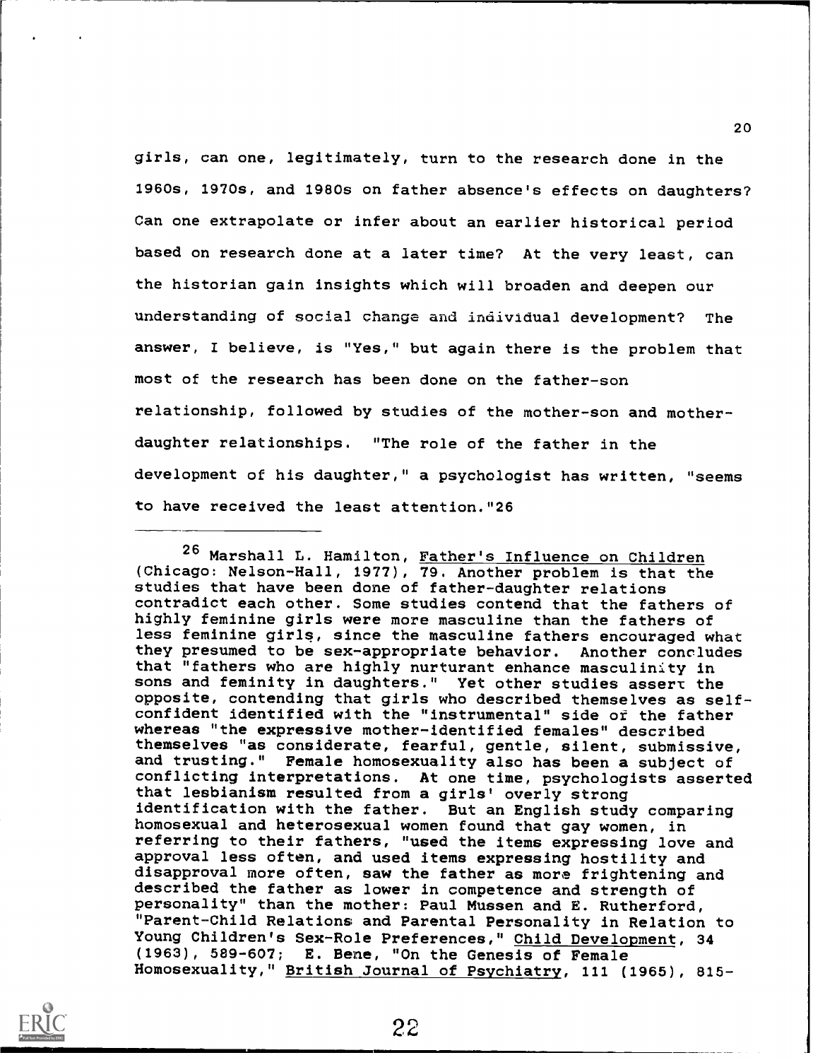girls, can one, legitimately, turn to the research done in the 1960s, 1970s, and 1980s on father absence's effects on daughters? Can one extrapolate or infer about an earlier historical period based on research done at a later time? At the very least, can the historian gain insights which will broaden and deepen our understanding of social change and individual development? The answer, I believe, is "Yes," but again there is the problem that most of the research has been done on the father-son relationship, followed by studies of the mother-son and mother-daughter relationships. "The role of the father in the development of his daughter," a psychologist has written, "seems to have received the least attention."[26]

---

[26] Marshall L. Hamilton, Father's Influence on Children (Chicago: Nelson-Hall, 1977), 79. Another problem is that the studies that have been done of father-daughter relations contradict each other. Some studies contend that the fathers of highly feminine girls were more masculine than the fathers of less feminine girls, since the masculine fathers encouraged what they presumed to be sex-appropriate behavior. Another concludes that "fathers who are highly nurturant enhance masculinity in sons and feminity in daughters." Yet other studies assert the opposite, contending that girls who described themselves as self-confident identified with the "instrumental" side of the father whereas "the expressive mother-identified females" described themselves "as considerate, fearful, gentle, silent, submissive, and trusting." Female homosexuality also has been a subject of conflicting interpretations. At one time, psychologists asserted that lesbianism resulted from a girls' overly strong identification with the father. But an English study comparing homosexual and heterosexual women found that gay women, in referring to their fathers, "used the items expressing love and approval less often, and used items expressing hostility and disapproval more often, saw the father as more frightening and described the father as lower in competence and strength of personality" than the mother: Paul Mussen and E. Rutherford, "Parent-Child Relations and Parental Personality in Relation to Young Children's Sex-Role Preferences," Child Development, 34 (1963), 589-607; E. Bene, "On the Genesis of Female Homosexuality," British Journal of Psychiatry, 111 (1965), 815-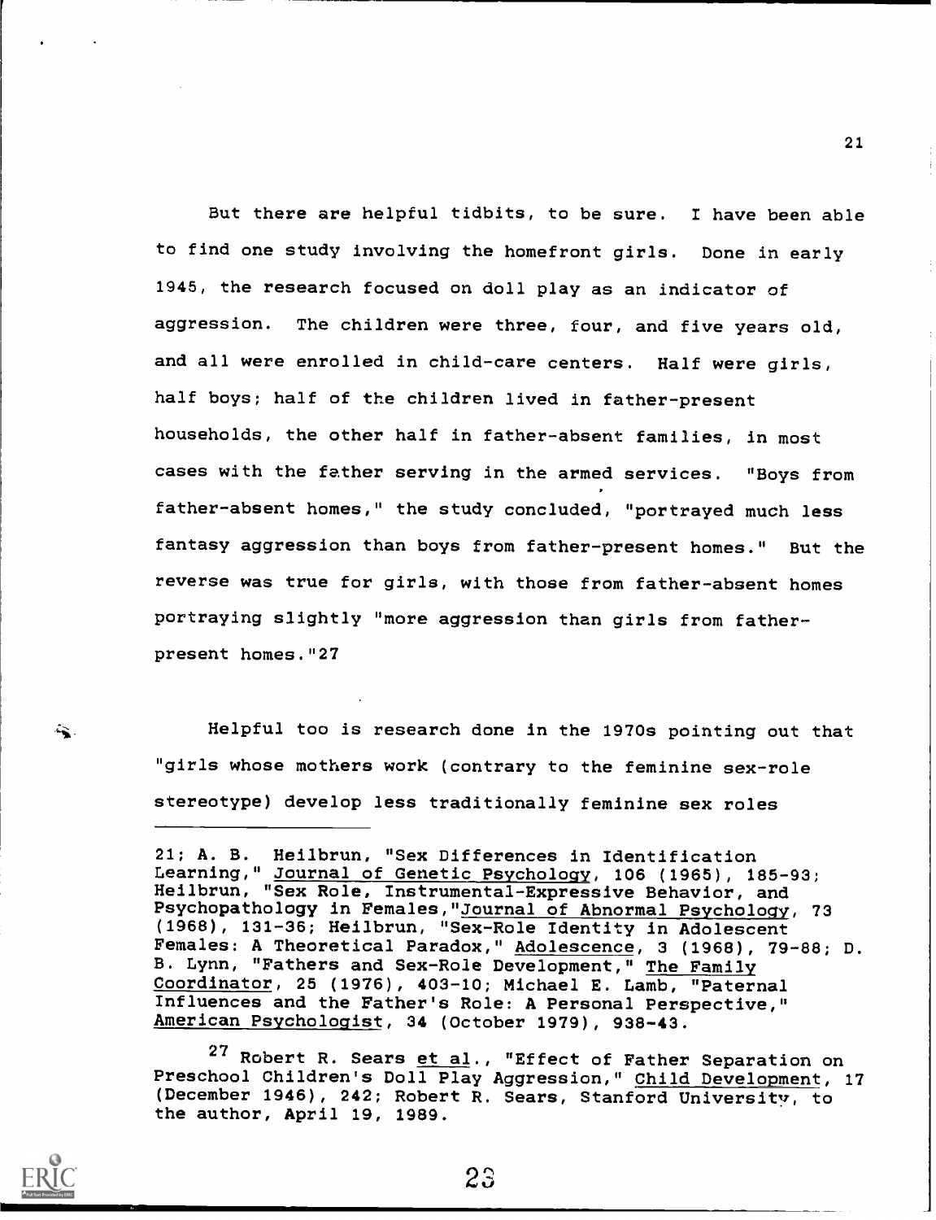But there are helpful tidbits, to be sure. I have been able to find one study involving the homefront girls. Done in early 1945, the research focused on doll play as an indicator of aggression. The children were three, four, and five years old, and all were enrolled in child-care centers. Half were girls, half boys; half of the children lived in father-present households, the other half in father-absent families, in most cases with the father serving in the armed services. "Boys from father-absent homes," the study concluded, "portrayed much less fantasy aggression than boys from father-present homes." But the reverse was true for girls, with those from father-absent homes portraying slightly "more aggression than girls from father-present homes."[27]

Helpful too is research done in the 1970s pointing out that "girls whose mothers work (contrary to the feminine sex-role stereotype) develop less traditionally feminine sex roles

---

21; A. B. Heilbrun, "Sex Differences in Identification Learning," Journal of Genetic Psychology, 106 (1965), 185-93; Heilbrun, "Sex Role, Instrumental-Expressive Behavior, and Psychopathology in Females,"Journal of Abnormal Psychology, 73 (1968), 131-36; Heilbrun, "Sex-Role Identity in Adolescent Females: A Theoretical Paradox," Adolescence, 3 (1968), 79-88; D. B. Lynn, "Fathers and Sex-Role Development," The Family Coordinator, 25 (1976), 403-10; Michael E. Lamb, "Paternal Influences and the Father's Role: A Personal Perspective," American Psychologist, 34 (October 1979), 938-43.

[27] Robert R. Sears et al., "Effect of Father Separation on Preschool Children's Doll Play Aggression," Child Development, 17 (December 1946), 242; Robert R. Sears, Stanford University, to the author, April 19, 1989.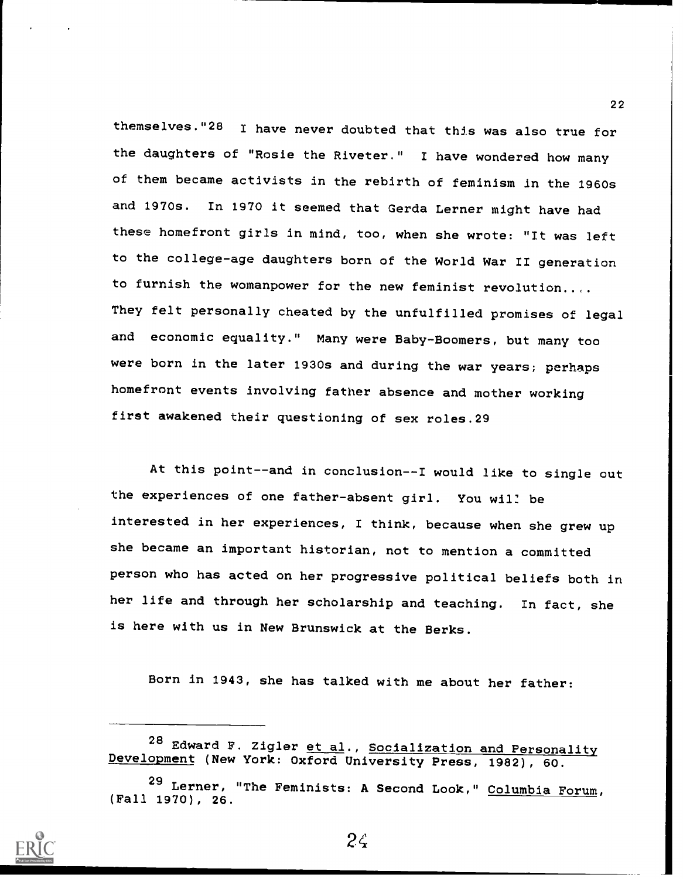themselves."[28] I have never doubted that this was also true for the daughters of "Rosie the Riveter." I have wondered how many of them became activists in the rebirth of feminism in the 1960s and 1970s. In 1970 it seemed that Gerda Lerner might have had these homefront girls in mind, too, when she wrote: "It was left to the college-age daughters born of the World War II generation to furnish the womanpower for the new feminist revolution.... They felt personally cheated by the unfulfilled promises of legal and economic equality." Many were Baby-Boomers, but many too were born in the later 1930s and during the war years; perhaps homefront events involving father absence and mother working first awakened their questioning of sex roles.[29]

At this point--and in conclusion--I would like to single out the experiences of one father-absent girl. You will be interested in her experiences, I think, because when she grew up she became an important historian, not to mention a committed person who has acted on her progressive political beliefs both in her life and through her scholarship and teaching. In fact, she is here with us in New Brunswick at the Berks.

Born in 1943, she has talked with me about her father:

---

[28] Edward F. Zigler et al., Socialization and Personality Development (New York: Oxford University Press, 1982), 60.

[29] Lerner, "The Feminists: A Second Look," Columbia Forum, (Fall 1970), 26.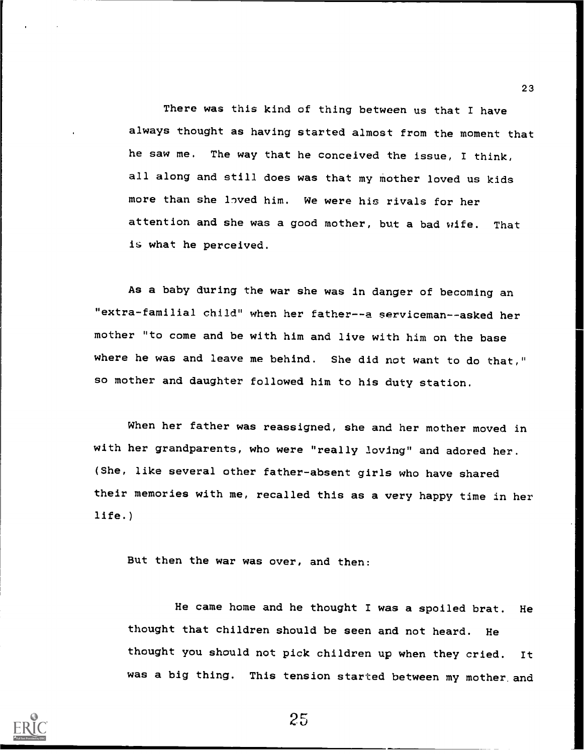> There was this kind of thing between us that I have always thought as having started almost from the moment that he saw me. The way that he conceived the issue, I think, all along and still does was that my mother loved us kids more than she loved him. We were his rivals for her attention and she was a good mother, but a bad wife. That is what he perceived.

As a baby during the war she was in danger of becoming an "extra-familial child" when her father--a serviceman--asked her mother "to come and be with him and live with him on the base where he was and leave me behind. She did not want to do that," so mother and daughter followed him to his duty station.

When her father was reassigned, she and her mother moved in with her grandparents, who were "really loving" and adored her. (She, like several other father-absent girls who have shared their memories with me, recalled this as a very happy time in her life.)

But then the war was over, and then:

> He came home and he thought I was a spoiled brat. He thought that children should be seen and not heard. He thought you should not pick children up when they cried. It was a big thing. This tension started between my mother and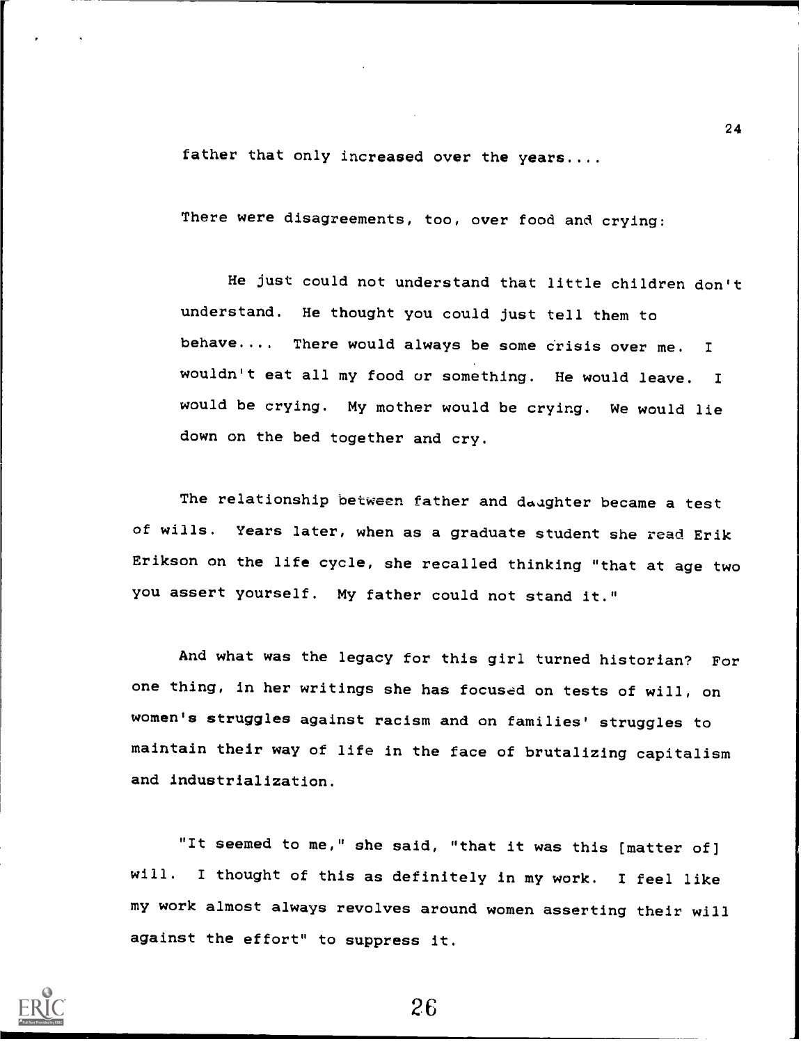father that only increased over the years....

There were disagreements, too, over food and crying:

> He just could not understand that little children don't understand. He thought you could just tell them to behave.... There would always be some crisis over me. I wouldn't eat all my food or something. He would leave. I would be crying. My mother would be crying. We would lie down on the bed together and cry.

The relationship between father and daughter became a test of wills. Years later, when as a graduate student she read Erik Erikson on the life cycle, she recalled thinking "that at age two you assert yourself. My father could not stand it."

And what was the legacy for this girl turned historian? For one thing, in her writings she has focused on tests of will, on women's struggles against racism and on families' struggles to maintain their way of life in the face of brutalizing capitalism and industrialization.

"It seemed to me," she said, "that it was this [matter of] will. I thought of this as definitely in my work. I feel like my work almost always revolves around women asserting their will against the effort" to suppress it.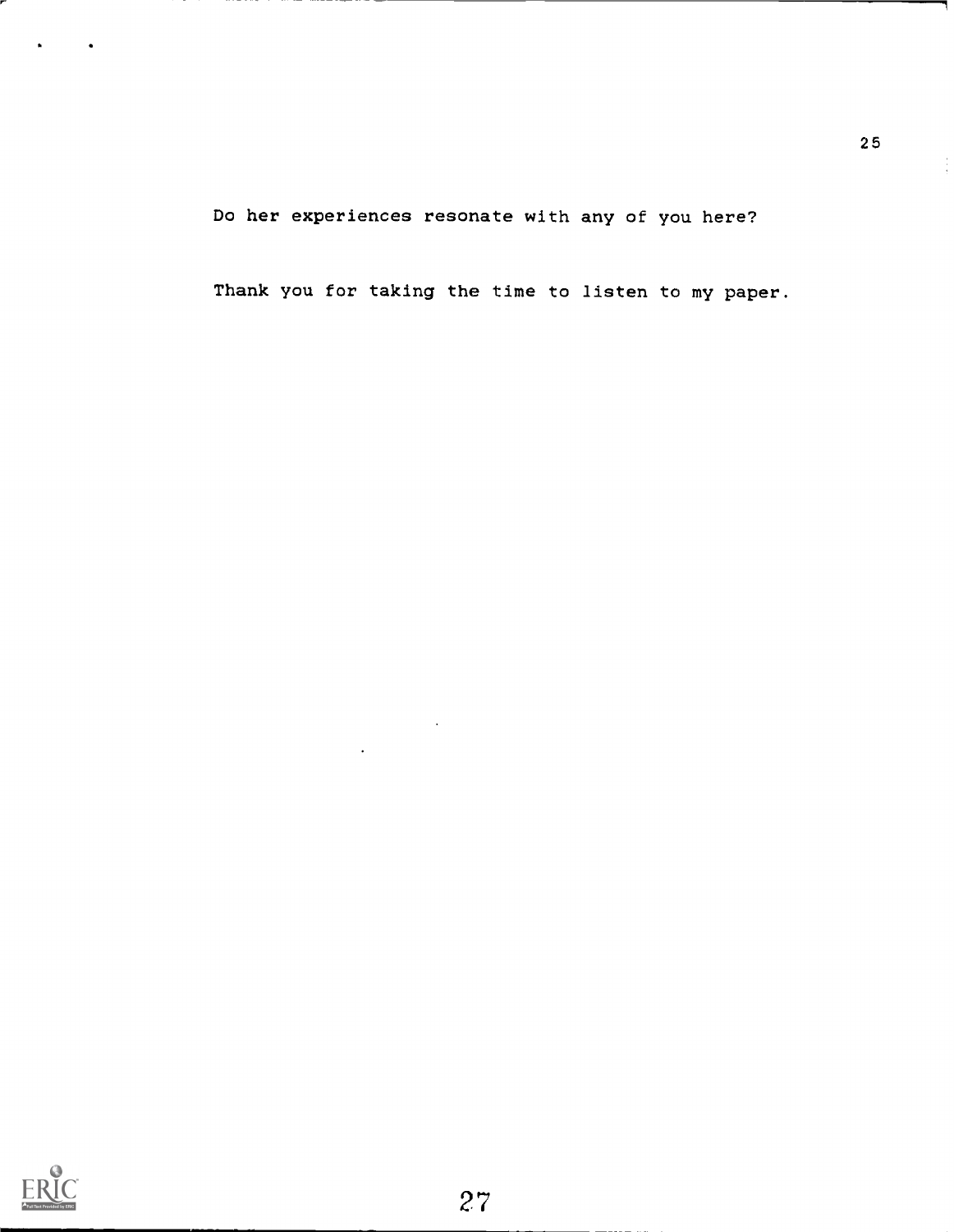Do her experiences resonate with any of you here?

Thank you for taking the time to listen to my paper.